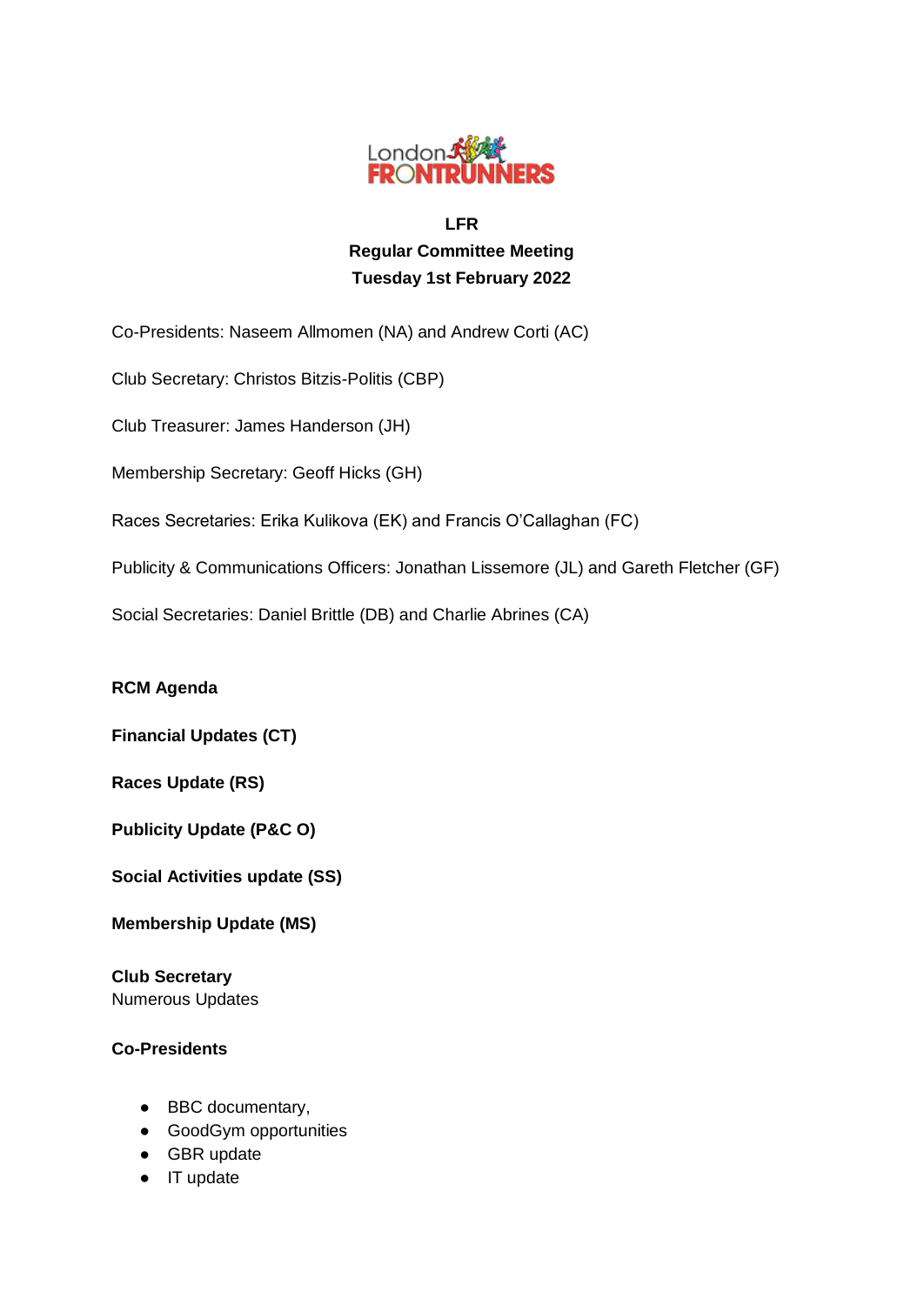**LFR**
**Regular Committee Meeting**
**Tuesday 1st February 2022**

Co-Presidents: Naseem Allmomen (NA) and Andrew Corti (AC)

Club Secretary: Christos Bitzis-Politis (CBP)

Club Treasurer: James Handerson (JH)

Membership Secretary: Geoff Hicks (GH)

Races Secretaries: Erika Kulikova (EK) and Francis O'Callaghan (FC)

Publicity & Communications Officers: Jonathan Lissemore (JL) and Gareth Fletcher (GF)

Social Secretaries: Daniel Brittle (DB) and Charlie Abrines (CA)

**RCM Agenda**

**Financial Updates (CT)**

**Races Update (RS)**

**Publicity Update (P&C O)**

**Social Activities update (SS)**

**Membership Update (MS)**

**Club Secretary**
Numerous Updates

**Co-Presidents**

- BBC documentary,
- GoodGym opportunities
- GBR update
- IT update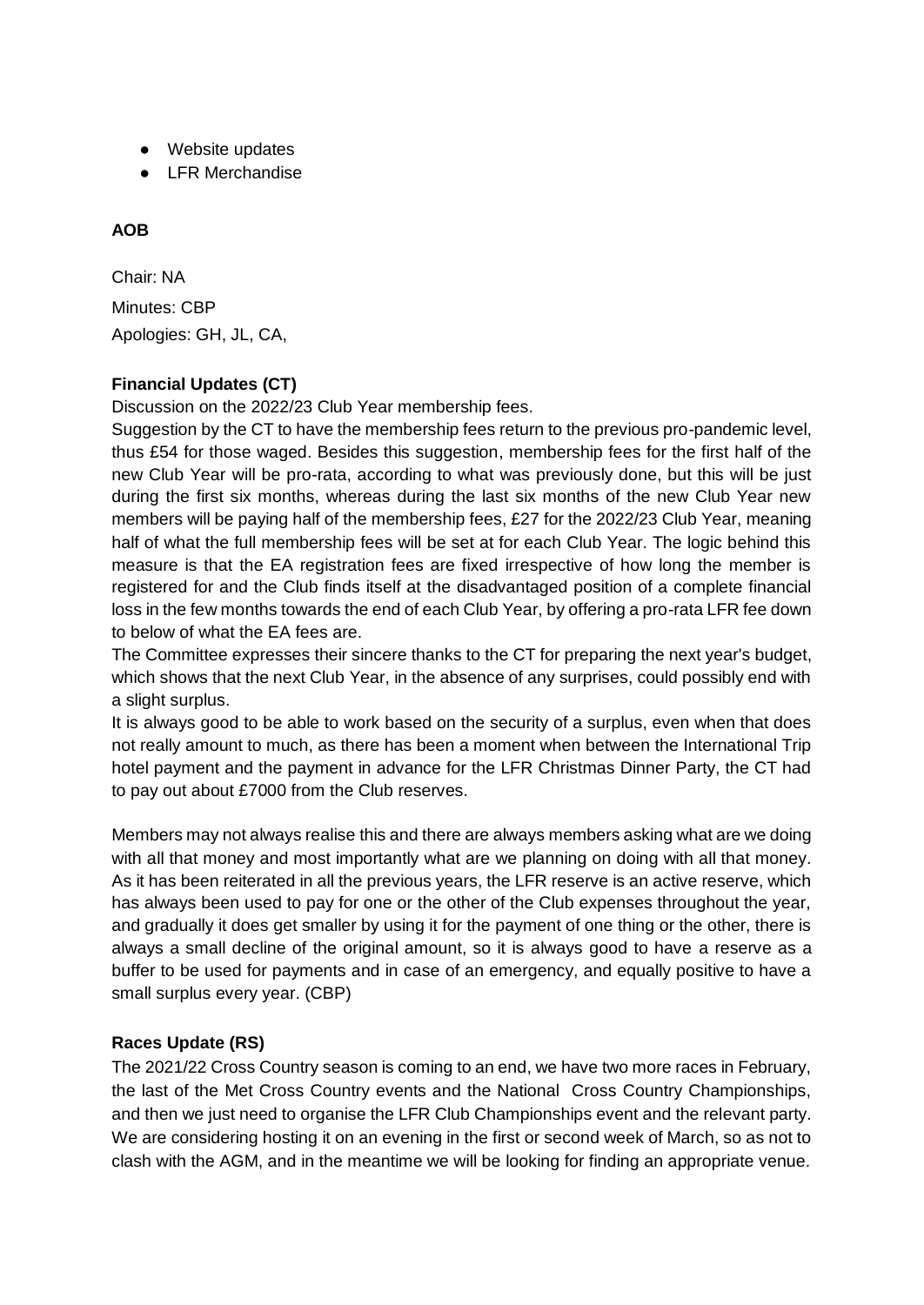- Website updates
- LFR Merchandise

**AOB**

Chair: NA

Minutes: CBP

Apologies: GH, JL, CA,

**Financial Updates (CT)**

Discussion on the 2022/23 Club Year membership fees.

Suggestion by the CT to have the membership fees return to the previous pro-pandemic level, thus £54 for those waged. Besides this suggestion, membership fees for the first half of the new Club Year will be pro-rata, according to what was previously done, but this will be just during the first six months, whereas during the last six months of the new Club Year new members will be paying half of the membership fees, £27 for the 2022/23 Club Year, meaning half of what the full membership fees will be set at for each Club Year. The logic behind this measure is that the EA registration fees are fixed irrespective of how long the member is registered for and the Club finds itself at the disadvantaged position of a complete financial loss in the few months towards the end of each Club Year, by offering a pro-rata LFR fee down to below of what the EA fees are.

The Committee expresses their sincere thanks to the CT for preparing the next year's budget, which shows that the next Club Year, in the absence of any surprises, could possibly end with a slight surplus.

It is always good to be able to work based on the security of a surplus, even when that does not really amount to much, as there has been a moment when between the International Trip hotel payment and the payment in advance for the LFR Christmas Dinner Party, the CT had to pay out about £7000 from the Club reserves.

Members may not always realise this and there are always members asking what are we doing with all that money and most importantly what are we planning on doing with all that money. As it has been reiterated in all the previous years, the LFR reserve is an active reserve, which has always been used to pay for one or the other of the Club expenses throughout the year, and gradually it does get smaller by using it for the payment of one thing or the other, there is always a small decline of the original amount, so it is always good to have a reserve as a buffer to be used for payments and in case of an emergency, and equally positive to have a small surplus every year. (CBP)

**Races Update (RS)**

The 2021/22 Cross Country season is coming to an end, we have two more races in February, the last of the Met Cross Country events and the National Cross Country Championships, and then we just need to organise the LFR Club Championships event and the relevant party. We are considering hosting it on an evening in the first or second week of March, so as not to clash with the AGM, and in the meantime we will be looking for finding an appropriate venue.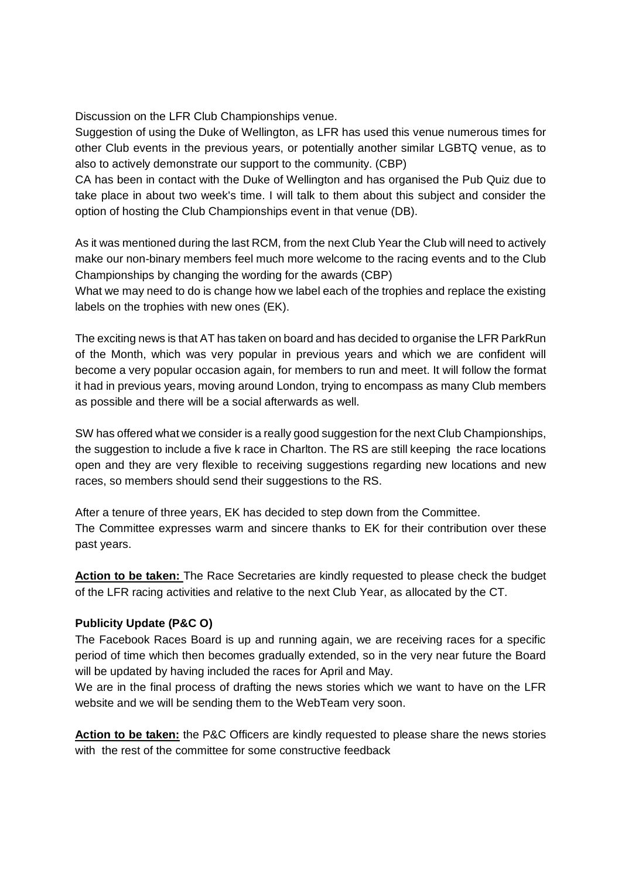Discussion on the LFR Club Championships venue.

Suggestion of using the Duke of Wellington, as LFR has used this venue numerous times for other Club events in the previous years, or potentially another similar LGBTQ venue, as to also to actively demonstrate our support to the community. (CBP)

CA has been in contact with the Duke of Wellington and has organised the Pub Quiz due to take place in about two week's time. I will talk to them about this subject and consider the option of hosting the Club Championships event in that venue (DB).

As it was mentioned during the last RCM, from the next Club Year the Club will need to actively make our non-binary members feel much more welcome to the racing events and to the Club Championships by changing the wording for the awards (CBP)

What we may need to do is change how we label each of the trophies and replace the existing labels on the trophies with new ones (EK).

The exciting news is that AT has taken on board and has decided to organise the LFR ParkRun of the Month, which was very popular in previous years and which we are confident will become a very popular occasion again, for members to run and meet. It will follow the format it had in previous years, moving around London, trying to encompass as many Club members as possible and there will be a social afterwards as well.

SW has offered what we consider is a really good suggestion for the next Club Championships, the suggestion to include a five k race in Charlton. The RS are still keeping the race locations open and they are very flexible to receiving suggestions regarding new locations and new races, so members should send their suggestions to the RS.

After a tenure of three years, EK has decided to step down from the Committee.

The Committee expresses warm and sincere thanks to EK for their contribution over these past years.

**Action to be taken:** The Race Secretaries are kindly requested to please check the budget of the LFR racing activities and relative to the next Club Year, as allocated by the CT.

**Publicity Update (P&C O)**

The Facebook Races Board is up and running again, we are receiving races for a specific period of time which then becomes gradually extended, so in the very near future the Board will be updated by having included the races for April and May.

We are in the final process of drafting the news stories which we want to have on the LFR website and we will be sending them to the WebTeam very soon.

**Action to be taken:** the P&C Officers are kindly requested to please share the news stories with the rest of the committee for some constructive feedback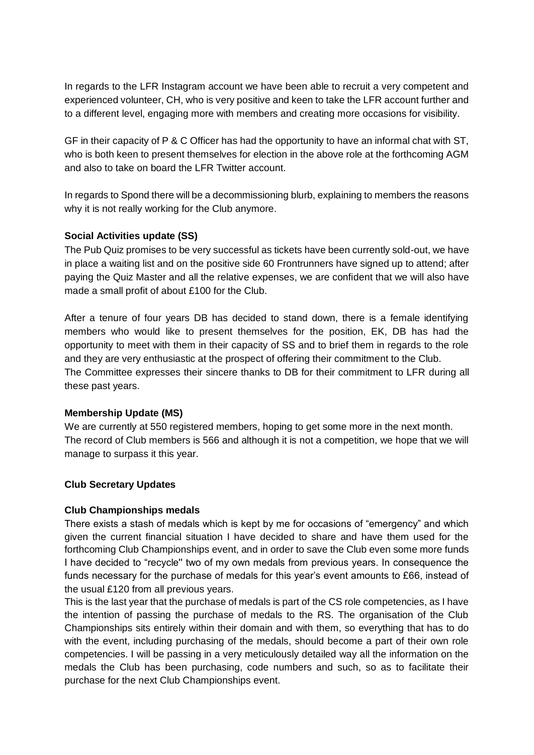In regards to the LFR Instagram account we have been able to recruit a very competent and experienced volunteer, CH, who is very positive and keen to take the LFR account further and to a different level, engaging more with members and creating more occasions for visibility.

GF in their capacity of P & C Officer has had the opportunity to have an informal chat with ST, who is both keen to present themselves for election in the above role at the forthcoming AGM and also to take on board the LFR Twitter account.

In regards to Spond there will be a decommissioning blurb, explaining to members the reasons why it is not really working for the Club anymore.

**Social Activities update (SS)**

The Pub Quiz promises to be very successful as tickets have been currently sold-out, we have in place a waiting list and on the positive side 60 Frontrunners have signed up to attend; after paying the Quiz Master and all the relative expenses, we are confident that we will also have made a small profit of about £100 for the Club.

After a tenure of four years DB has decided to stand down, there is a female identifying members who would like to present themselves for the position, EK, DB has had the opportunity to meet with them in their capacity of SS and to brief them in regards to the role and they are very enthusiastic at the prospect of offering their commitment to the Club.
The Committee expresses their sincere thanks to DB for their commitment to LFR during all these past years.

**Membership Update (MS)**

We are currently at 550 registered members, hoping to get some more in the next month.
The record of Club members is 566 and although it is not a competition, we hope that we will manage to surpass it this year.

**Club Secretary Updates**

**Club Championships medals**

There exists a stash of medals which is kept by me for occasions of "emergency" and which given the current financial situation I have decided to share and have them used for the forthcoming Club Championships event, and in order to save the Club even some more funds I have decided to "recycle" two of my own medals from previous years. In consequence the funds necessary for the purchase of medals for this year's event amounts to £66, instead of the usual £120 from all previous years.
This is the last year that the purchase of medals is part of the CS role competencies, as I have the intention of passing the purchase of medals to the RS. The organisation of the Club Championships sits entirely within their domain and with them, so everything that has to do with the event, including purchasing of the medals, should become a part of their own role competencies. I will be passing in a very meticulously detailed way all the information on the medals the Club has been purchasing, code numbers and such, so as to facilitate their purchase for the next Club Championships event.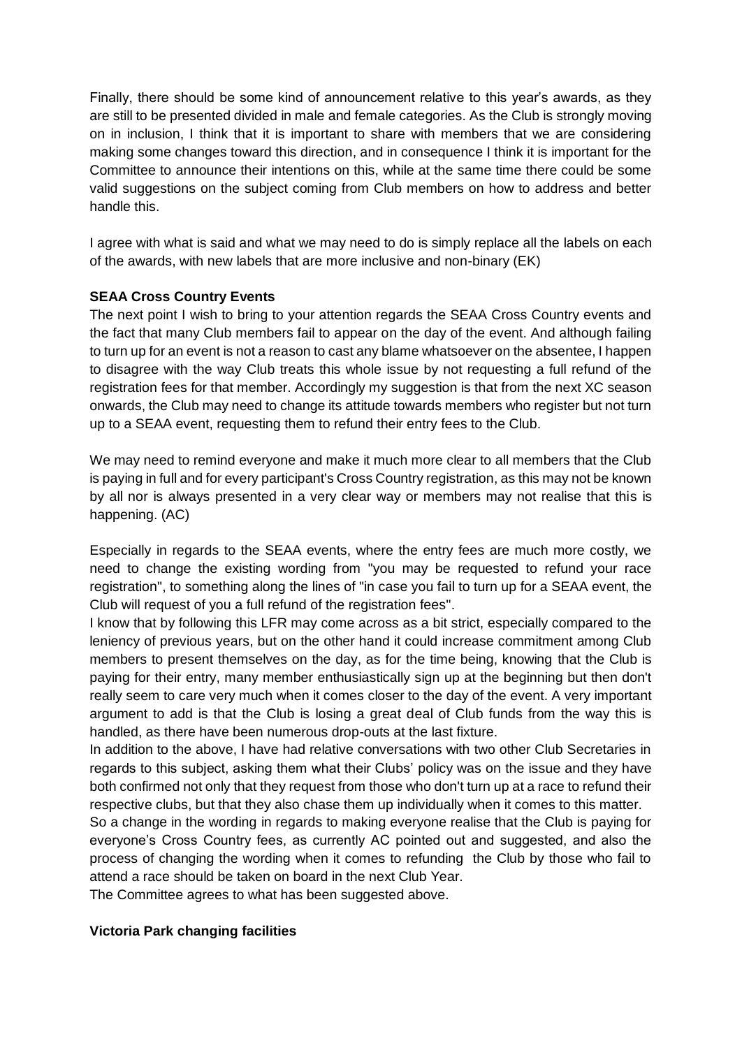Finally, there should be some kind of announcement relative to this year's awards, as they are still to be presented divided in male and female categories. As the Club is strongly moving on in inclusion, I think that it is important to share with members that we are considering making some changes toward this direction, and in consequence I think it is important for the Committee to announce their intentions on this, while at the same time there could be some valid suggestions on the subject coming from Club members on how to address and better handle this.

I agree with what is said and what we may need to do is simply replace all the labels on each of the awards, with new labels that are more inclusive and non-binary (EK)

**SEAA Cross Country Events**

The next point I wish to bring to your attention regards the SEAA Cross Country events and the fact that many Club members fail to appear on the day of the event. And although failing to turn up for an event is not a reason to cast any blame whatsoever on the absentee, I happen to disagree with the way Club treats this whole issue by not requesting a full refund of the registration fees for that member. Accordingly my suggestion is that from the next XC season onwards, the Club may need to change its attitude towards members who register but not turn up to a SEAA event, requesting them to refund their entry fees to the Club.

We may need to remind everyone and make it much more clear to all members that the Club is paying in full and for every participant's Cross Country registration, as this may not be known by all nor is always presented in a very clear way or members may not realise that this is happening. (AC)

Especially in regards to the SEAA events, where the entry fees are much more costly, we need to change the existing wording from "you may be requested to refund your race registration", to something along the lines of "in case you fail to turn up for a SEAA event, the Club will request of you a full refund of the registration fees".

I know that by following this LFR may come across as a bit strict, especially compared to the leniency of previous years, but on the other hand it could increase commitment among Club members to present themselves on the day, as for the time being, knowing that the Club is paying for their entry, many member enthusiastically sign up at the beginning but then don't really seem to care very much when it comes closer to the day of the event. A very important argument to add is that the Club is losing a great deal of Club funds from the way this is handled, as there have been numerous drop-outs at the last fixture.

In addition to the above, I have had relative conversations with two other Club Secretaries in regards to this subject, asking them what their Clubs' policy was on the issue and they have both confirmed not only that they request from those who don't turn up at a race to refund their respective clubs, but that they also chase them up individually when it comes to this matter.

So a change in the wording in regards to making everyone realise that the Club is paying for everyone's Cross Country fees, as currently AC pointed out and suggested, and also the process of changing the wording when it comes to refunding the Club by those who fail to attend a race should be taken on board in the next Club Year.

The Committee agrees to what has been suggested above.

**Victoria Park changing facilities**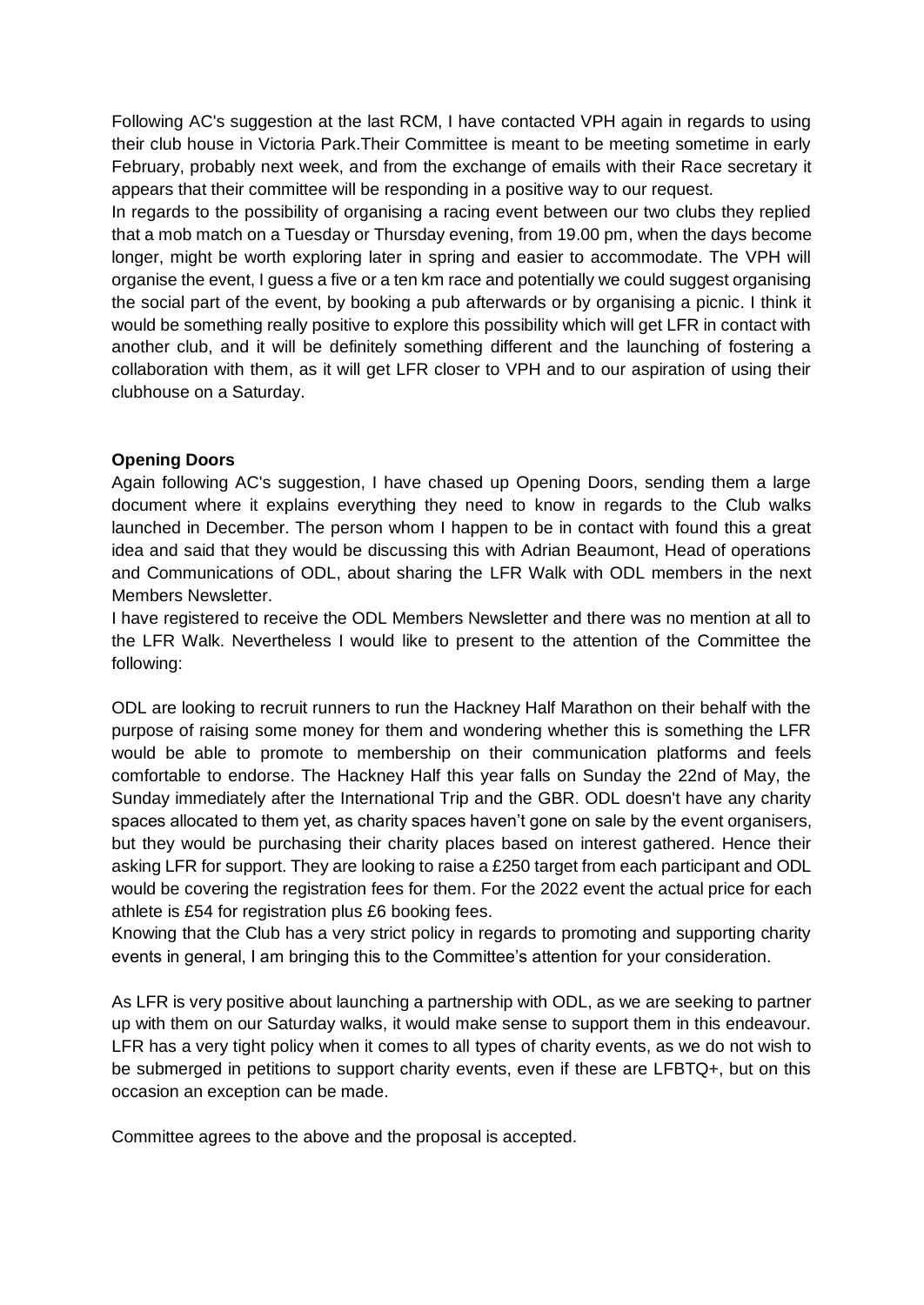Following AC's suggestion at the last RCM, I have contacted VPH again in regards to using their club house in Victoria Park.Their Committee is meant to be meeting sometime in early February, probably next week, and from the exchange of emails with their Race secretary it appears that their committee will be responding in a positive way to our request.
In regards to the possibility of organising a racing event between our two clubs they replied that a mob match on a Tuesday or Thursday evening, from 19.00 pm, when the days become longer, might be worth exploring later in spring and easier to accommodate. The VPH will organise the event, I guess a five or a ten km race and potentially we could suggest organising the social part of the event, by booking a pub afterwards or by organising a picnic. I think it would be something really positive to explore this possibility which will get LFR in contact with another club, and it will be definitely something different and the launching of fostering a collaboration with them, as it will get LFR closer to VPH and to our aspiration of using their clubhouse on a Saturday.

**Opening Doors**

Again following AC's suggestion, I have chased up Opening Doors, sending them a large document where it explains everything they need to know in regards to the Club walks launched in December. The person whom I happen to be in contact with found this a great idea and said that they would be discussing this with Adrian Beaumont, Head of operations and Communications of ODL, about sharing the LFR Walk with ODL members in the next Members Newsletter.
I have registered to receive the ODL Members Newsletter and there was no mention at all to the LFR Walk. Nevertheless I would like to present to the attention of the Committee the following:

ODL are looking to recruit runners to run the Hackney Half Marathon on their behalf with the purpose of raising some money for them and wondering whether this is something the LFR would be able to promote to membership on their communication platforms and feels comfortable to endorse. The Hackney Half this year falls on Sunday the 22nd of May, the Sunday immediately after the International Trip and the GBR. ODL doesn't have any charity spaces allocated to them yet, as charity spaces haven't gone on sale by the event organisers, but they would be purchasing their charity places based on interest gathered. Hence their asking LFR for support. They are looking to raise a £250 target from each participant and ODL would be covering the registration fees for them. For the 2022 event the actual price for each athlete is £54 for registration plus £6 booking fees.
Knowing that the Club has a very strict policy in regards to promoting and supporting charity events in general, I am bringing this to the Committee's attention for your consideration.

As LFR is very positive about launching a partnership with ODL, as we are seeking to partner up with them on our Saturday walks, it would make sense to support them in this endeavour. LFR has a very tight policy when it comes to all types of charity events, as we do not wish to be submerged in petitions to support charity events, even if these are LFBTQ+, but on this occasion an exception can be made.

Committee agrees to the above and the proposal is accepted.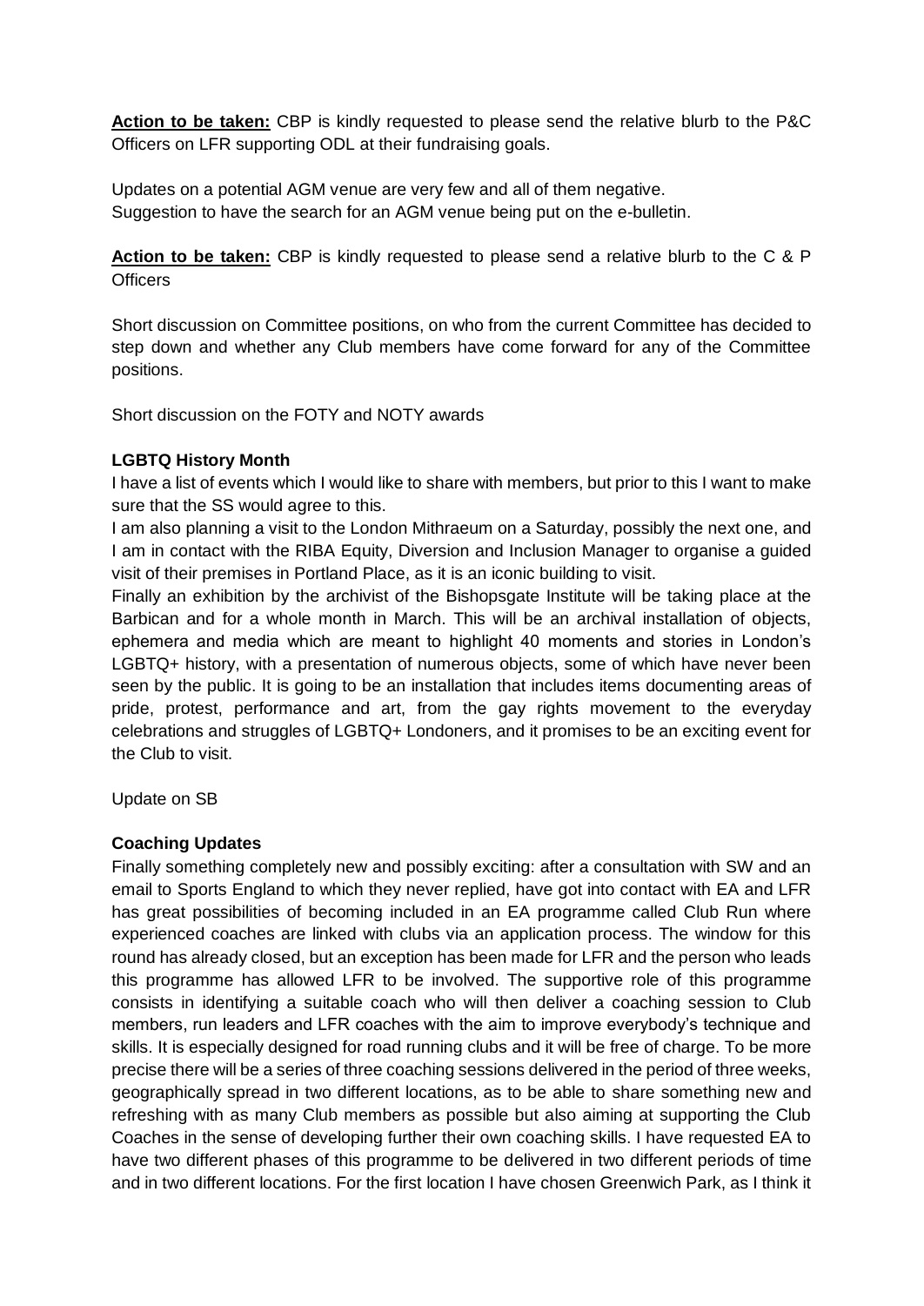**Action to be taken:** CBP is kindly requested to please send the relative blurb to the P&C Officers on LFR supporting ODL at their fundraising goals.

Updates on a potential AGM venue are very few and all of them negative.
Suggestion to have the search for an AGM venue being put on the e-bulletin.

**Action to be taken:** CBP is kindly requested to please send a relative blurb to the C & P Officers

Short discussion on Committee positions, on who from the current Committee has decided to step down and whether any Club members have come forward for any of the Committee positions.

Short discussion on the FOTY and NOTY awards

**LGBTQ History Month**

I have a list of events which I would like to share with members, but prior to this I want to make sure that the SS would agree to this.

I am also planning a visit to the London Mithraeum on a Saturday, possibly the next one, and I am in contact with the RIBA Equity, Diversion and Inclusion Manager to organise a guided visit of their premises in Portland Place, as it is an iconic building to visit.

Finally an exhibition by the archivist of the Bishopsgate Institute will be taking place at the Barbican and for a whole month in March. This will be an archival installation of objects, ephemera and media which are meant to highlight 40 moments and stories in London's LGBTQ+ history, with a presentation of numerous objects, some of which have never been seen by the public. It is going to be an installation that includes items documenting areas of pride, protest, performance and art, from the gay rights movement to the everyday celebrations and struggles of LGBTQ+ Londoners, and it promises to be an exciting event for the Club to visit.

Update on SB

**Coaching Updates**

Finally something completely new and possibly exciting: after a consultation with SW and an email to Sports England to which they never replied, have got into contact with EA and LFR has great possibilities of becoming included in an EA programme called Club Run where experienced coaches are linked with clubs via an application process. The window for this round has already closed, but an exception has been made for LFR and the person who leads this programme has allowed LFR to be involved. The supportive role of this programme consists in identifying a suitable coach who will then deliver a coaching session to Club members, run leaders and LFR coaches with the aim to improve everybody's technique and skills. It is especially designed for road running clubs and it will be free of charge. To be more precise there will be a series of three coaching sessions delivered in the period of three weeks, geographically spread in two different locations, as to be able to share something new and refreshing with as many Club members as possible but also aiming at supporting the Club Coaches in the sense of developing further their own coaching skills. I have requested EA to have two different phases of this programme to be delivered in two different periods of time and in two different locations. For the first location I have chosen Greenwich Park, as I think it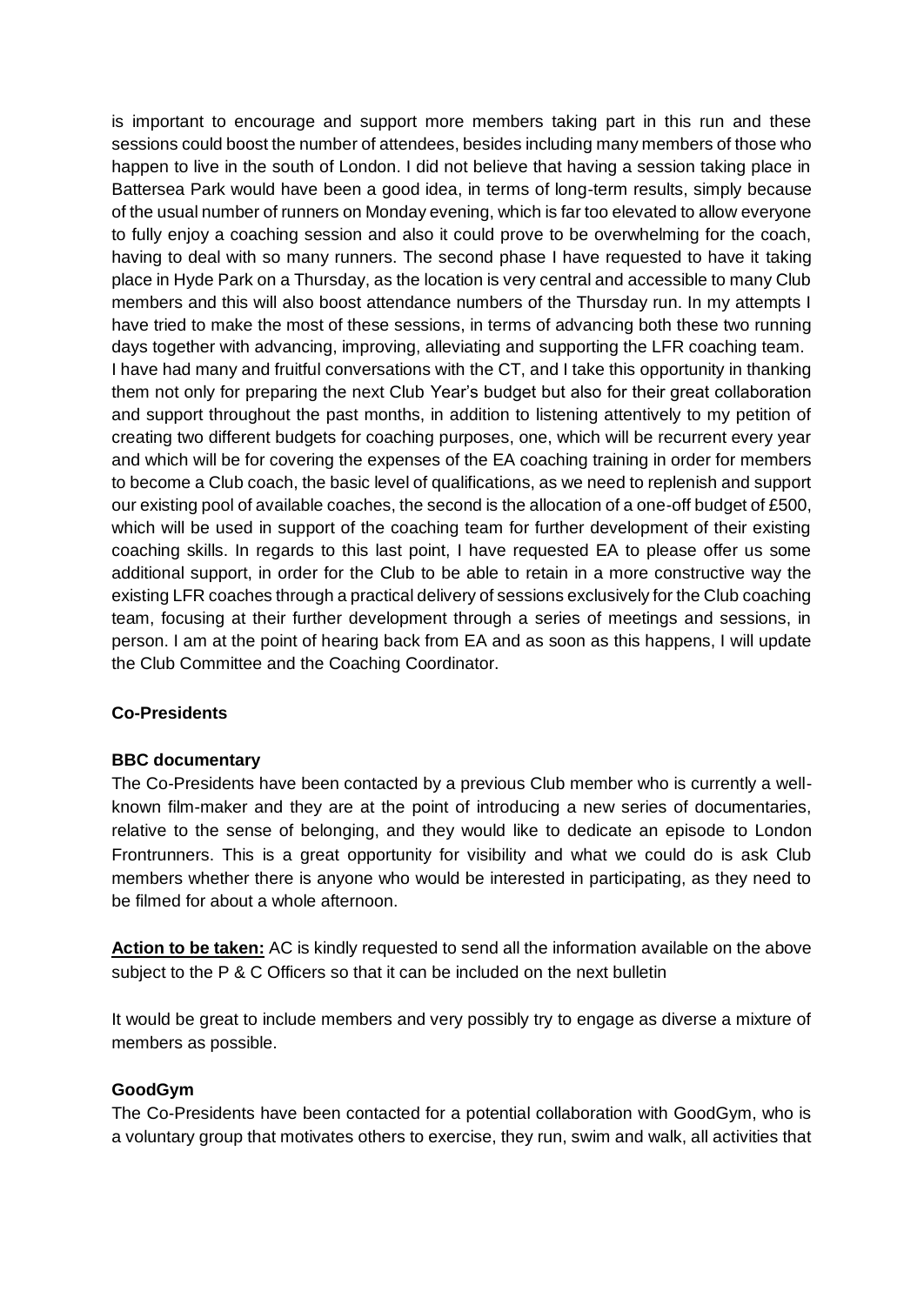is important to encourage and support more members taking part in this run and these sessions could boost the number of attendees, besides including many members of those who happen to live in the south of London. I did not believe that having a session taking place in Battersea Park would have been a good idea, in terms of long-term results, simply because of the usual number of runners on Monday evening, which is far too elevated to allow everyone to fully enjoy a coaching session and also it could prove to be overwhelming for the coach, having to deal with so many runners. The second phase I have requested to have it taking place in Hyde Park on a Thursday, as the location is very central and accessible to many Club members and this will also boost attendance numbers of the Thursday run. In my attempts I have tried to make the most of these sessions, in terms of advancing both these two running days together with advancing, improving, alleviating and supporting the LFR coaching team.

I have had many and fruitful conversations with the CT, and I take this opportunity in thanking them not only for preparing the next Club Year's budget but also for their great collaboration and support throughout the past months, in addition to listening attentively to my petition of creating two different budgets for coaching purposes, one, which will be recurrent every year and which will be for covering the expenses of the EA coaching training in order for members to become a Club coach, the basic level of qualifications, as we need to replenish and support our existing pool of available coaches, the second is the allocation of a one-off budget of £500, which will be used in support of the coaching team for further development of their existing coaching skills. In regards to this last point, I have requested EA to please offer us some additional support, in order for the Club to be able to retain in a more constructive way the existing LFR coaches through a practical delivery of sessions exclusively for the Club coaching team, focusing at their further development through a series of meetings and sessions, in person. I am at the point of hearing back from EA and as soon as this happens, I will update the Club Committee and the Coaching Coordinator.

**Co-Presidents**

**BBC documentary**

The Co-Presidents have been contacted by a previous Club member who is currently a well-known film-maker and they are at the point of introducing a new series of documentaries, relative to the sense of belonging, and they would like to dedicate an episode to London Frontrunners. This is a great opportunity for visibility and what we could do is ask Club members whether there is anyone who would be interested in participating, as they need to be filmed for about a whole afternoon.

**Action to be taken:** AC is kindly requested to send all the information available on the above subject to the P & C Officers so that it can be included on the next bulletin

It would be great to include members and very possibly try to engage as diverse a mixture of members as possible.

**GoodGym**

The Co-Presidents have been contacted for a potential collaboration with GoodGym, who is a voluntary group that motivates others to exercise, they run, swim and walk, all activities that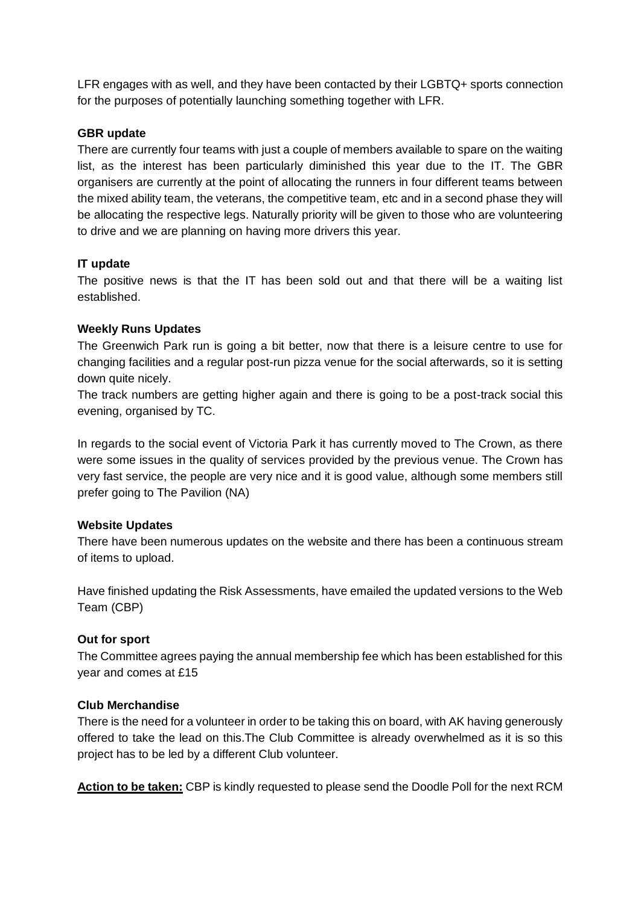LFR engages with as well, and they have been contacted by their LGBTQ+ sports connection for the purposes of potentially launching something together with LFR.

**GBR update**

There are currently four teams with just a couple of members available to spare on the waiting list, as the interest has been particularly diminished this year due to the IT. The GBR organisers are currently at the point of allocating the runners in four different teams between the mixed ability team, the veterans, the competitive team, etc and in a second phase they will be allocating the respective legs. Naturally priority will be given to those who are volunteering to drive and we are planning on having more drivers this year.

**IT update**

The positive news is that the IT has been sold out and that there will be a waiting list established.

**Weekly Runs Updates**

The Greenwich Park run is going a bit better, now that there is a leisure centre to use for changing facilities and a regular post-run pizza venue for the social afterwards, so it is setting down quite nicely.

The track numbers are getting higher again and there is going to be a post-track social this evening, organised by TC.

In regards to the social event of Victoria Park it has currently moved to The Crown, as there were some issues in the quality of services provided by the previous venue. The Crown has very fast service, the people are very nice and it is good value, although some members still prefer going to The Pavilion (NA)

**Website Updates**

There have been numerous updates on the website and there has been a continuous stream of items to upload.

Have finished updating the Risk Assessments, have emailed the updated versions to the Web Team (CBP)

**Out for sport**

The Committee agrees paying the annual membership fee which has been established for this year and comes at £15

**Club Merchandise**

There is the need for a volunteer in order to be taking this on board, with AK having generously offered to take the lead on this.The Club Committee is already overwhelmed as it is so this project has to be led by a different Club volunteer.

**Action to be taken:** CBP is kindly requested to please send the Doodle Poll for the next RCM